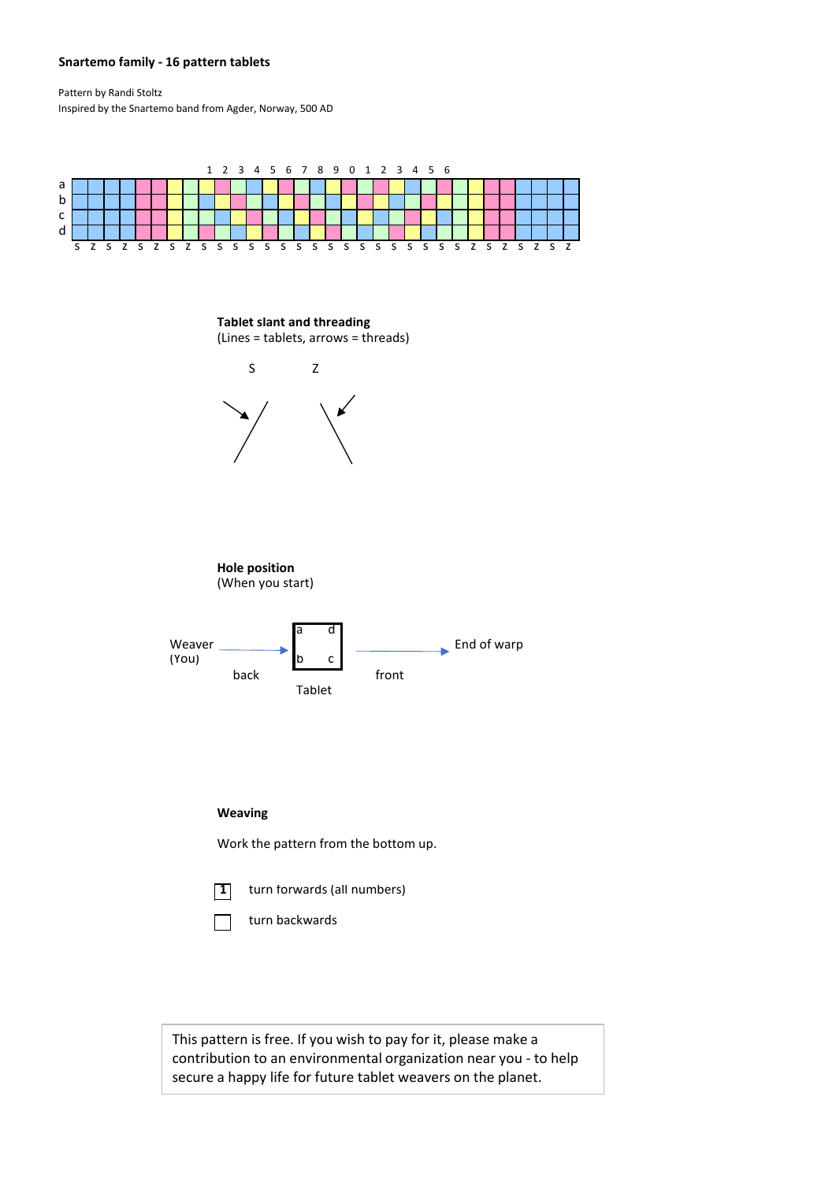**Snartemo family - 16 pattern tablets**

Pattern by Randi Stoltz
Inspired by the Snartemo band from Agder, Norway, 500 AD

| | | | | | | | | | 1 | 2 | 3 | 4 | 5 | 6 | 7 | 8 | 9 | 0 | 1 | 2 | 3 | 4 | 5 | 6 | | | | | | | | |
|---|---|---|---|---|---|---|---|---|---|---|---|---|---|---|---|---|---|---|---|---|---|---|---|---|---|---|---|---|---|---|---|---|
| a | | | | | | | | | | | | | | | | | | | | | | | | | | | | | | | | |
| b | | | | | | | | | | | | | | | | | | | | | | | | | | | | | | | | |
| c | | | | | | | | | | | | | | | | | | | | | | | | | | | | | | | | |
| d | | | | | | | | | | | | | | | | | | | | | | | | | | | | | | | | |
| | S | Z | S | Z | S | Z | S | Z | S | S | S | S | S | S | S | S | S | S | S | S | S | S | S | S | S | Z | S | Z | S | Z | S | Z |

**Tablet slant and threading**
(Lines = tablets, arrows = threads)

S Z

**Hole position**
(When you start)

Weaver (You) → back | Tablet (a d / b c) | front → End of warp

**Weaving**

Work the pattern from the bottom up.

1 turn forwards (all numbers)

turn backwards

This pattern is free. If you wish to pay for it, please make a contribution to an environmental organization near you - to help secure a happy life for future tablet weavers on the planet.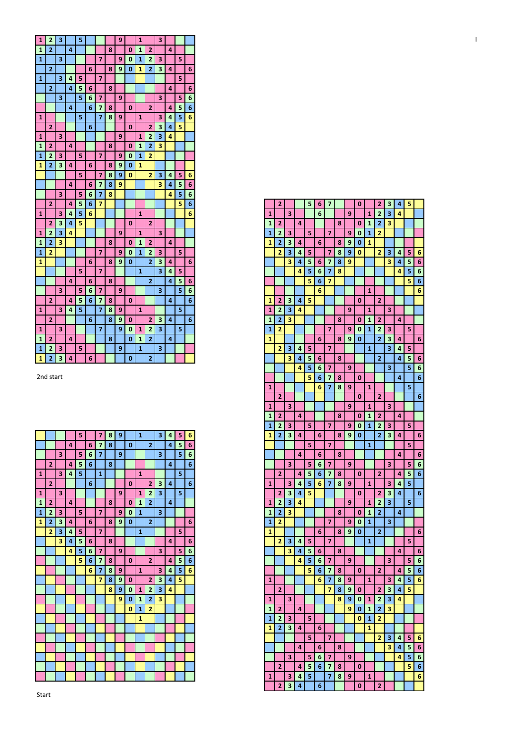| | | | | | | | | | | | | | | | |
|---|---|---|---|---|---|---|---|---|---|---|---|---|---|---|---|
| 1 | 2 | 3 | | 5 | | | | 9 | | 1 | | 3 | | | |
| 1 | 2 | | 4 | | | | 8 | | 0 | 1 | 2 | | 4 | | |
| 1 | | 3 | | | | 7 | | 9 | 0 | 1 | 2 | 3 | | 5 | |
| | 2 | | | | 6 | | 8 | 9 | 0 | 1 | 2 | 3 | 4 | | 6 |
| 1 | | 3 | 4 | 5 | | 7 | | | | | | | | 5 | |
| | 2 | | 4 | 5 | 6 | | 8 | | | | | | 4 | | 6 |
| | | 3 | | 5 | 6 | 7 | | 9 | | | | 3 | | 5 | 6 |
| | | | 4 | | 6 | 7 | 8 | | 0 | | 2 | | 4 | 5 | 6 |
| 1 | | | | 5 | | 7 | 8 | 9 | | 1 | | 3 | 4 | 5 | 6 |
| | 2 | | | | 6 | | | | 0 | | 2 | 3 | 4 | 5 | |
| 1 | | 3 | | | | | | 9 | | 1 | 2 | 3 | 4 | | |
| 1 | 2 | | 4 | | | | 8 | | 0 | 1 | 2 | 3 | | | |
| 1 | 2 | 3 | | 5 | | 7 | | 9 | 0 | 1 | 2 | | | | |
| 1 | 2 | 3 | 4 | | 6 | | 8 | 9 | 0 | 1 | | | | | |
| | | | | 5 | | 7 | 8 | 9 | 0 | | 2 | 3 | 4 | 5 | 6 |
| | | | 4 | | 6 | 7 | 8 | 9 | | | | 3 | 4 | 5 | 6 |
| | | 3 | | 5 | 6 | 7 | 8 | | | | | | 4 | 5 | 6 |
| | 2 | | 4 | 5 | 6 | 7 | | | | | | | | 5 | 6 |
| 1 | | 3 | 4 | 5 | 6 | | | | | 1 | | | | | 6 |
| | 2 | 3 | 4 | 5 | | | | | 0 | | 2 | | | | |
| 1 | 2 | 3 | 4 | | | | | 9 | | 1 | | 3 | | | |
| 1 | 2 | 3 | | | | | 8 | | 0 | 1 | 2 | | 4 | | |
| 1 | 2 | | | | | 7 | | 9 | 0 | 1 | 2 | 3 | | 5 | |
| 1 | | | | | 6 | | 8 | 9 | 0 | | 2 | 3 | 4 | | 6 |
| | | | | 5 | | 7 | | | | 1 | | 3 | 4 | 5 | |
| | | | 4 | | 6 | | 8 | | | | 2 | | 4 | 5 | 6 |
| | | 3 | | 5 | 6 | 7 | | 9 | | | | 3 | | 5 | 6 |
| | 2 | | 4 | 5 | 6 | 7 | 8 | | 0 | | | | 4 | | 6 |
| 1 | | 3 | 4 | 5 | | 7 | 8 | 9 | | 1 | | | | 5 | |
| | 2 | | | | 6 | | 8 | 9 | 0 | | 2 | 3 | 4 | | 6 |
| 1 | | 3 | | | | 7 | | 9 | 0 | 1 | 2 | 3 | | 5 | |
| 1 | 2 | | 4 | | | | 8 | | 0 | 1 | 2 | | 4 | | |
| 1 | 2 | 3 | | 5 | | | | 9 | | 1 | | 3 | | | |
| 1 | 2 | 3 | 4 | | 6 | | | | 0 | | 2 | | | | |

2nd start

| | | | | | | | | | | | | | | | |
|---|---|---|---|---|---|---|---|---|---|---|---|---|---|---|---|
| | | | | 5 | | 7 | 8 | 9 | | 1 | | 3 | 4 | 5 | 6 |
| | | | 4 | | 6 | 7 | 8 | | 0 | | 2 | | 4 | 5 | 6 |
| | | 3 | | 5 | 6 | 7 | | 9 | | | | 3 | | 5 | 6 |
| | 2 | | 4 | 5 | 6 | | 8 | | | | | | 4 | | 6 |
| 1 | | 3 | 4 | 5 | | 7 | | | | 1 | | | | 5 | |
| | 2 | | | | 6 | | | | 0 | | 2 | 3 | 4 | | 6 |
| 1 | | 3 | | | | | | 9 | | 1 | 2 | 3 | | 5 | |
| 1 | 2 | | 4 | | | | 8 | | 0 | 1 | 2 | | 4 | | |
| 1 | 2 | 3 | | 5 | | 7 | | 9 | 0 | 1 | | 3 | | | |
| 1 | 2 | 3 | 4 | | 6 | | 8 | 9 | 0 | | 2 | | | | 6 |
| | 2 | 3 | 4 | 5 | | 7 | | | | 1 | | | | 5 | |
| | | 3 | 4 | 5 | 6 | | 8 | | | | | | 4 | | 6 |
| | | | 4 | 5 | 6 | 7 | | 9 | | | | 3 | | 5 | 6 |
| | | | | 5 | 6 | 7 | 8 | | 0 | | 2 | | 4 | 5 | 6 |
| | | | | | 6 | 7 | 8 | 9 | | 1 | | 3 | 4 | 5 | 6 |
| | | | | | | 7 | 8 | 9 | 0 | | 2 | 3 | 4 | 5 | |
| | | | | | | | 8 | 9 | 0 | 1 | 2 | 3 | 4 | | |
| | | | | | | | | 9 | 0 | 1 | 2 | 3 | | | |
| | | | | | | | | | 0 | 1 | 2 | | | | |
| | | | | | | | | | | 1 | | | | | |
| | | | | | | | | | | | | | | | |
| | | | | | | | | | | | | | | | |
| | | | | | | | | | | | | | | | |
| | | | | | | | | | | | | | | | |
| | | | | | | | | | | | | | | | |
| | | | | | | | | | | | | | | | |

Start

| | | | | | | | | | | | | | | | |
|---|---|---|---|---|---|---|---|---|---|---|---|---|---|---|---|
| | 2 | | | 5 | 6 | 7 | | | 0 | | 2 | 3 | 4 | 5 | |
| 1 | | 3 | | | 6 | | | 9 | | 1 | 2 | 3 | 4 | | |
| 1 | 2 | | 4 | | | | 8 | | 0 | 1 | 2 | 3 | | | |
| 1 | 2 | 3 | | 5 | | 7 | | 9 | 0 | 1 | 2 | | | | |
| 1 | 2 | 3 | 4 | | 6 | | 8 | 9 | 0 | 1 | | | | | |
| | 2 | 3 | 4 | 5 | | 7 | 8 | 9 | 0 | | 2 | 3 | 4 | 5 | 6 |
| | | 3 | 4 | 5 | 6 | 7 | 8 | 9 | | | | 3 | 4 | 5 | 6 |
| | | | 4 | 5 | 6 | 7 | 8 | | | | | | 4 | 5 | 6 |
| | | | | 5 | 6 | 7 | | | | | | | | 5 | 6 |
| | | | | | 6 | | | | | 1 | | | | | 6 |
| 1 | 2 | 3 | 4 | 5 | | | | | 0 | | 2 | | | | |
| 1 | 2 | 3 | 4 | | | | | 9 | | 1 | | 3 | | | |
| 1 | 2 | 3 | | | | | 8 | | 0 | 1 | 2 | | 4 | | |
| 1 | 2 | | | | | 7 | | 9 | 0 | 1 | 2 | 3 | | 5 | |
| 1 | | | | | 6 | | 8 | 9 | 0 | | 2 | 3 | 4 | | 6 |
| | 2 | 3 | 4 | 5 | | 7 | | | | 1 | | 3 | 4 | 5 | |
| | | 3 | 4 | 5 | 6 | | 8 | | | | 2 | | 4 | 5 | 6 |
| | | | 4 | 5 | 6 | 7 | | 9 | | | | 3 | | 5 | 6 |
| | | | | 5 | 6 | 7 | 8 | | 0 | | | | 4 | | 6 |
| 1 | | | | | 6 | 7 | 8 | 9 | | 1 | | | | 5 | |
| | 2 | | | | | | | | 0 | | 2 | | | | 6 |
| 1 | | 3 | | | | | | 9 | | 1 | | 3 | | | |
| 1 | 2 | | 4 | | | | 8 | | 0 | 1 | 2 | | 4 | | |
| 1 | 2 | 3 | | 5 | | 7 | | 9 | 0 | 1 | 2 | 3 | | 5 | |
| 1 | 2 | 3 | 4 | | 6 | | 8 | 9 | 0 | | 2 | 3 | 4 | | 6 |
| | | | | 5 | | 7 | | | | 1 | | | | 5 | |
| | | | 4 | | 6 | | 8 | | | | | | 4 | | 6 |
| | | 3 | | 5 | 6 | 7 | | 9 | | | | 3 | | 5 | 6 |
| | 2 | | 4 | 5 | 6 | 7 | 8 | | 0 | | 2 | | 4 | 5 | 6 |
| 1 | | 3 | 4 | 5 | 6 | 7 | 8 | 9 | | 1 | | 3 | 4 | 5 | |
| | 2 | 3 | 4 | 5 | | | | | 0 | | 2 | 3 | 4 | | 6 |
| 1 | 2 | 3 | 4 | | | | | 9 | | 1 | 2 | 3 | | 5 | |
| 1 | 2 | 3 | | | | | 8 | | 0 | 1 | 2 | | 4 | | |
| 1 | 2 | | | | | 7 | | 9 | 0 | 1 | | 3 | | | |
| 1 | | | | | 6 | | 8 | 9 | 0 | | 2 | | | | 6 |
| | 2 | 3 | 4 | 5 | | 7 | | | | 1 | | | | 5 | |
| | | 3 | 4 | 5 | 6 | | 8 | | | | | | 4 | | 6 |
| | | | 4 | 5 | 6 | 7 | | 9 | | | | 3 | | 5 | 6 |
| | | | | 5 | 6 | 7 | 8 | | 0 | | 2 | | 4 | 5 | 6 |
| 1 | | | | | 6 | 7 | 8 | 9 | | 1 | | 3 | 4 | 5 | 6 |
| | 2 | | | | | 7 | 8 | 9 | 0 | | 2 | 3 | 4 | 5 | |
| 1 | | 3 | | | | | 8 | 9 | 0 | 1 | 2 | 3 | 4 | | |
| 1 | 2 | | 4 | | | | | 9 | 0 | 1 | 2 | 3 | | | |
| 1 | 2 | 3 | | 5 | | | | | 0 | 1 | 2 | | | | |
| 1 | 2 | 3 | 4 | | 6 | | | | | 1 | | | | | |
| | | | | 5 | | 7 | | | | | 2 | 3 | 4 | 5 | 6 |
| | | | 4 | | 6 | | 8 | | | | | 3 | 4 | 5 | 6 |
| | | 3 | | 5 | 6 | 7 | | 9 | | | | | 4 | 5 | 6 |
| | 2 | | 4 | 5 | 6 | 7 | 8 | | 0 | | | | | 5 | 6 |
| 1 | | 3 | 4 | 5 | | 7 | 8 | 9 | | 1 | | | | | 6 |
| | 2 | 3 | 4 | | 6 | | | | 0 | | 2 | | | | |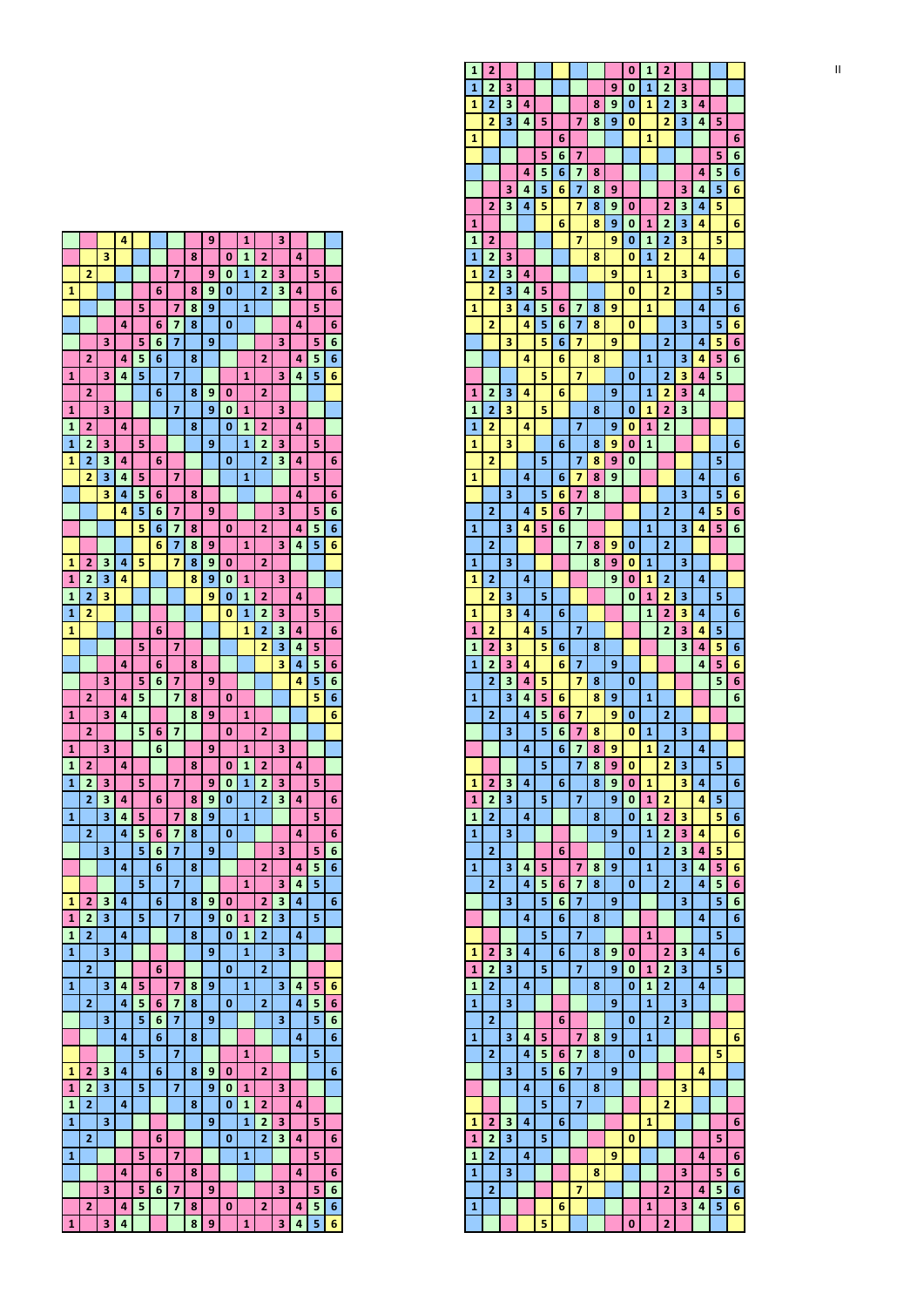II

| | | | | | | | | | | | | | | | |
|---|---|---|---|---|---|---|---|---|---|---|---|---|---|---|---|
| | | | 4 | | | | | 9 | | 1 | | 3 | | | |
| | | 3 | | | | | 8 | | 0 | 1 | 2 | | 4 | | |
| | 2 | | | | | 7 | | 9 | 0 | 1 | 2 | 3 | | 5 | |
| 1 | | | | | 6 | | 8 | 9 | 0 | | 2 | 3 | 4 | | 6 |
| | | | | 5 | | 7 | 8 | 9 | | 1 | | | | 5 | |
| | | | 4 | | 6 | 7 | 8 | | 0 | | | | 4 | | 6 |
| | | 3 | | 5 | 6 | 7 | | 9 | | | | 3 | | 5 | 6 |
| | 2 | | 4 | 5 | 6 | | 8 | | | | 2 | | 4 | 5 | 6 |
| 1 | | 3 | 4 | 5 | | 7 | | | | 1 | | 3 | 4 | 5 | 6 |
| | 2 | | | | 6 | | 8 | 9 | 0 | | 2 | | | | |
| 1 | | 3 | | | | 7 | | 9 | 0 | 1 | | 3 | | | |
| 1 | 2 | | 4 | | | | 8 | | 0 | 1 | 2 | | 4 | | |
| 1 | 2 | 3 | | 5 | | | | 9 | | 1 | 2 | 3 | | 5 | |
| 1 | 2 | 3 | 4 | | 6 | | | | 0 | | 2 | 3 | 4 | | 6 |
| | 2 | 3 | 4 | 5 | | 7 | | | | 1 | | | | 5 | |
| | | 3 | 4 | 5 | 6 | | 8 | | | | | | 4 | | 6 |
| | | | 4 | 5 | 6 | 7 | | 9 | | | | 3 | | 5 | 6 |
| | | | | 5 | 6 | 7 | 8 | | 0 | | 2 | | 4 | 5 | 6 |
| | | | | | 6 | 7 | 8 | 9 | | 1 | | 3 | 4 | 5 | 6 |
| 1 | 2 | 3 | 4 | 5 | | 7 | 8 | 9 | 0 | | 2 | | | | |
| 1 | 2 | 3 | 4 | | | | 8 | 9 | 0 | 1 | | 3 | | | |
| 1 | 2 | 3 | | | | | | 9 | 0 | 1 | 2 | | 4 | | |
| 1 | 2 | | | | | | | | 0 | 1 | 2 | 3 | | 5 | |
| 1 | | | | | 6 | | | | | 1 | 2 | 3 | 4 | | 6 |
| | | | | 5 | | 7 | | | | | 2 | 3 | 4 | 5 | |
| | | | 4 | | 6 | | 8 | | | | | 3 | 4 | 5 | 6 |
| | | 3 | | 5 | 6 | 7 | | 9 | | | | | 4 | 5 | 6 |
| | 2 | | 4 | 5 | | 7 | 8 | | 0 | | | | | 5 | 6 |
| 1 | | 3 | 4 | | | | 8 | 9 | | 1 | | | | | 6 |
| | 2 | | | 5 | 6 | 7 | | | 0 | | 2 | | | | |
| 1 | | 3 | | | 6 | | | 9 | | 1 | | 3 | | | |
| 1 | 2 | | 4 | | | | 8 | | 0 | 1 | 2 | | 4 | | |
| 1 | 2 | 3 | | 5 | | 7 | | 9 | 0 | 1 | 2 | 3 | | 5 | |
| | 2 | 3 | 4 | | 6 | | 8 | 9 | 0 | | 2 | 3 | 4 | | 6 |
| 1 | | 3 | 4 | 5 | | 7 | 8 | 9 | | 1 | | | | 5 | |
| | 2 | | 4 | 5 | 6 | 7 | 8 | | 0 | | | | 4 | | 6 |
| | | 3 | | 5 | 6 | 7 | | 9 | | | | 3 | | 5 | 6 |
| | | | 4 | | 6 | | 8 | | | | 2 | | 4 | 5 | 6 |
| | | | | 5 | | 7 | | | | 1 | | 3 | 4 | 5 | |
| 1 | 2 | 3 | 4 | | 6 | | 8 | 9 | 0 | | 2 | 3 | 4 | | 6 |
| 1 | 2 | 3 | | 5 | | 7 | | 9 | 0 | 1 | 2 | 3 | | 5 | |
| 1 | 2 | | 4 | | | | 8 | | 0 | 1 | 2 | | 4 | | |
| 1 | | 3 | | | | | | 9 | | 1 | | 3 | | | |
| | 2 | | | | 6 | | | | 0 | | 2 | | | | |
| 1 | | 3 | 4 | 5 | | 7 | 8 | 9 | | 1 | | 3 | 4 | 5 | 6 |
| | 2 | | 4 | 5 | 6 | 7 | 8 | | 0 | | 2 | | 4 | 5 | 6 |
| | | 3 | | 5 | 6 | 7 | | 9 | | | | 3 | | 5 | 6 |
| | | | 4 | | 6 | | 8 | | | | | | 4 | | 6 |
| | | | | 5 | | 7 | | | | 1 | | | | 5 | |
| 1 | 2 | 3 | 4 | | 6 | | 8 | 9 | 0 | | 2 | | | | 6 |
| 1 | 2 | 3 | | 5 | | 7 | | 9 | 0 | 1 | | 3 | | | |
| 1 | 2 | | 4 | | | | 8 | | 0 | 1 | 2 | | 4 | | |
| 1 | | 3 | | | | | | 9 | | 1 | 2 | 3 | | 5 | |
| | 2 | | | | 6 | | | | 0 | | 2 | 3 | 4 | | 6 |
| 1 | | | | 5 | | 7 | | | | 1 | | | | 5 | |
| | | | 4 | | 6 | | 8 | | | | | | 4 | | 6 |
| | | 3 | | 5 | 6 | 7 | | 9 | | | | 3 | | 5 | 6 |
| | 2 | | 4 | 5 | | 7 | 8 | | 0 | | 2 | | 4 | 5 | 6 |
| 1 | | 3 | 4 | | | | 8 | 9 | | 1 | | 3 | 4 | 5 | 6 |

| | | | | | | | | | | | | | | | |
|---|---|---|---|---|---|---|---|---|---|---|---|---|---|---|---|
| 1 | 2 | | | | | | | | 0 | 1 | 2 | | | | |
| 1 | 2 | 3 | | | | | | 9 | 0 | 1 | 2 | 3 | | | |
| 1 | 2 | 3 | 4 | | | | 8 | 9 | 0 | 1 | 2 | 3 | 4 | | |
| | 2 | 3 | 4 | 5 | | 7 | 8 | 9 | 0 | | 2 | 3 | 4 | 5 | |
| 1 | | | | | 6 | | | | | 1 | | | | | 6 |
| | | | | 5 | 6 | 7 | | | | | | | | 5 | 6 |
| | | | 4 | 5 | 6 | 7 | 8 | | | | | | 4 | 5 | 6 |
| | | 3 | 4 | 5 | 6 | 7 | 8 | 9 | | | | 3 | 4 | 5 | 6 |
| | 2 | 3 | 4 | 5 | | 7 | 8 | 9 | 0 | | 2 | 3 | 4 | 5 | |
| 1 | | | | | 6 | | 8 | 9 | 0 | 1 | 2 | 3 | 4 | | 6 |
| 1 | 2 | | | | | 7 | | 9 | 0 | 1 | 2 | 3 | | 5 | |
| 1 | 2 | 3 | | | | | 8 | | 0 | 1 | 2 | | 4 | | |
| 1 | 2 | 3 | 4 | | | | | 9 | | 1 | | 3 | | | 6 |
| | 2 | 3 | 4 | 5 | | | | | 0 | | 2 | | | 5 | |
| 1 | | 3 | 4 | 5 | 6 | 7 | 8 | 9 | | 1 | | | 4 | | 6 |
| | 2 | | 4 | 5 | 6 | 7 | 8 | | 0 | | | 3 | | 5 | 6 |
| | | 3 | | 5 | 6 | 7 | | 9 | | | 2 | | 4 | 5 | 6 |
| | | | 4 | | 6 | | 8 | | | 1 | | 3 | 4 | 5 | 6 |
| | | | | 5 | | 7 | | | 0 | | 2 | 3 | 4 | 5 | |
| 1 | 2 | 3 | 4 | | 6 | | | 9 | | 1 | 2 | 3 | 4 | | |
| 1 | 2 | 3 | | 5 | | | 8 | | 0 | 1 | 2 | 3 | | | |
| 1 | 2 | | 4 | | | 7 | | 9 | 0 | 1 | 2 | | | | |
| 1 | | 3 | | | 6 | | 8 | 9 | 0 | 1 | | | | | 6 |
| | 2 | | | 5 | | 7 | 8 | 9 | 0 | | | | | 5 | |
| 1 | | | 4 | | 6 | 7 | 8 | 9 | | | | | 4 | | 6 |
| | | 3 | | 5 | 6 | 7 | 8 | | | | | 3 | | 5 | 6 |
| | 2 | | 4 | 5 | 6 | 7 | | | | | 2 | | 4 | 5 | 6 |
| 1 | | 3 | 4 | 5 | 6 | | | | | 1 | | 3 | 4 | 5 | 6 |
| | 2 | | | | | 7 | 8 | 9 | 0 | | 2 | | | | |
| 1 | | 3 | | | | | 8 | 9 | 0 | 1 | | 3 | | | |
| 1 | 2 | | 4 | | | | | 9 | 0 | 1 | 2 | | 4 | | |
| | 2 | 3 | | 5 | | | | | 0 | 1 | 2 | 3 | | 5 | |
| 1 | | 3 | 4 | | 6 | | | | | 1 | 2 | 3 | 4 | | 6 |
| 1 | 2 | | 4 | 5 | | 7 | | | | | 2 | 3 | 4 | 5 | |
| 1 | 2 | 3 | | 5 | 6 | | 8 | | | | | 3 | 4 | 5 | 6 |
| 1 | 2 | 3 | 4 | | 6 | 7 | | 9 | | | | | 4 | 5 | 6 |
| | 2 | 3 | 4 | 5 | | 7 | 8 | | 0 | | | | | 5 | 6 |
| 1 | | 3 | 4 | 5 | 6 | | 8 | 9 | | 1 | | | | | 6 |
| | 2 | | 4 | 5 | 6 | 7 | | 9 | 0 | | 2 | | | | |
| | | 3 | | 5 | 6 | 7 | 8 | | 0 | 1 | | 3 | | | |
| | | | 4 | | 6 | 7 | 8 | 9 | | 1 | 2 | | 4 | | |
| | | | | 5 | | 7 | 8 | 9 | 0 | | 2 | 3 | | 5 | |
| 1 | 2 | 3 | 4 | | 6 | | 8 | 9 | 0 | 1 | | 3 | 4 | | 6 |
| 1 | 2 | 3 | | 5 | | 7 | | 9 | 0 | 1 | 2 | | 4 | 5 | |
| 1 | 2 | | 4 | | | | 8 | | 0 | 1 | 2 | 3 | | 5 | 6 |
| 1 | | 3 | | | | | | 9 | | 1 | 2 | 3 | 4 | | 6 |
| | 2 | | | | 6 | | | | 0 | | 2 | 3 | 4 | 5 | |
| 1 | | 3 | 4 | 5 | | 7 | 8 | 9 | | 1 | | 3 | 4 | 5 | 6 |
| | 2 | | 4 | 5 | 6 | 7 | 8 | | 0 | | 2 | | 4 | 5 | 6 |
| | | 3 | | 5 | 6 | 7 | | 9 | | | | 3 | | 5 | 6 |
| | | | 4 | | 6 | | 8 | | | | | | 4 | | 6 |
| | | | | 5 | | 7 | | | | 1 | | | | 5 | |
| 1 | 2 | 3 | 4 | | 6 | | 8 | 9 | 0 | | 2 | 3 | 4 | | 6 |
| 1 | 2 | 3 | | 5 | | 7 | | 9 | 0 | 1 | 2 | 3 | | 5 | |
| 1 | 2 | | 4 | | | | 8 | | 0 | 1 | 2 | | 4 | | |
| 1 | | 3 | | | | | | 9 | | 1 | | 3 | | | |
| | 2 | | | | 6 | | | | 0 | | 2 | | | | |
| 1 | | 3 | 4 | 5 | | 7 | 8 | 9 | | 1 | | | | | 6 |
| | 2 | | 4 | 5 | 6 | 7 | 8 | | 0 | | | | | 5 | |
| | | 3 | | 5 | 6 | 7 | | 9 | | | | | 4 | | |
| | | | 4 | | 6 | | 8 | | | | | 3 | | | |
| | | | | 5 | | 7 | | | | | 2 | | | | |
| 1 | 2 | 3 | 4 | | 6 | | | | | 1 | | | | | 6 |
| 1 | 2 | 3 | | 5 | | | | | 0 | | | | | 5 | |
| 1 | 2 | | 4 | | | | | 9 | | | | | 4 | | 6 |
| 1 | | 3 | | | | | 8 | | | | | 3 | | 5 | 6 |
| | 2 | | | | | 7 | | | | | 2 | | 4 | 5 | 6 |
| 1 | | | | | 6 | | | | | 1 | | 3 | 4 | 5 | 6 |
| | | | | 5 | | | | | 0 | | 2 | | | | |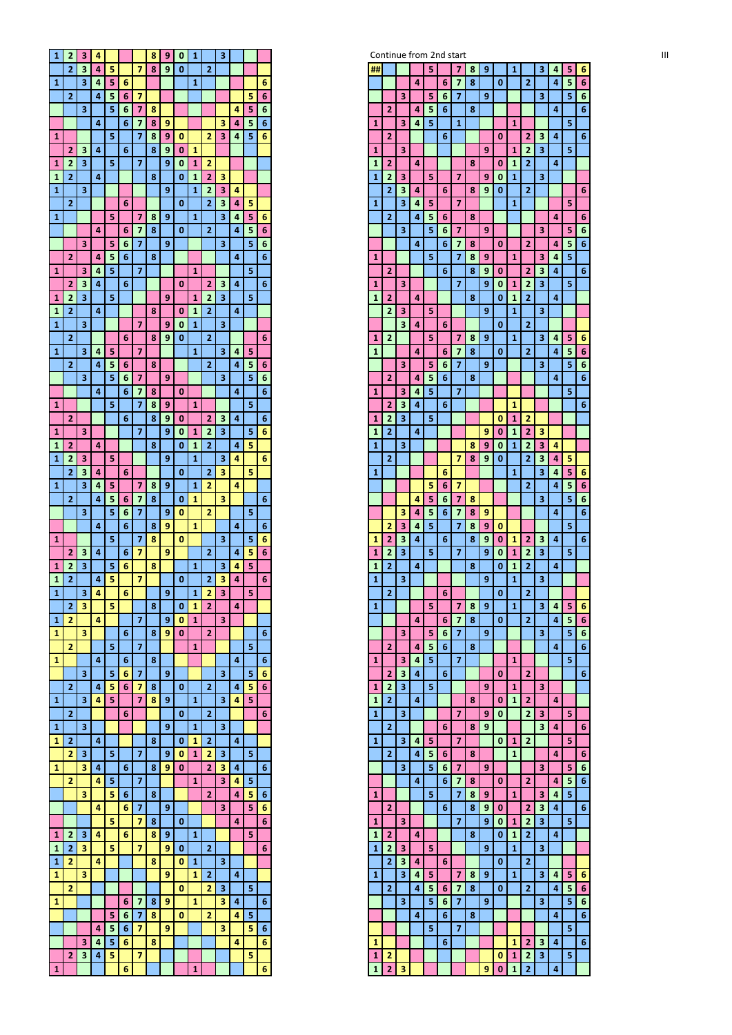| | | | | | | | | | | | | | | | |
|---|---|---|---|---|---|---|---|---|---|---|---|---|---|---|---|
| 1 | 2 | 3 | 4 | | | | 8 | 9 | 0 | 1 | | 3 | | | |
| | 2 | 3 | 4 | 5 | | 7 | 8 | 9 | 0 | | 2 | | | | |
| 1 | | 3 | 4 | 5 | 6 | | | | | 1 | | | | | 6 |
| | 2 | | 4 | 5 | 6 | 7 | | | | | | | | 5 | 6 |
| | | 3 | | 5 | 6 | 7 | 8 | | | | | | 4 | 5 | 6 |
| | | | 4 | | 6 | 7 | 8 | 9 | | | | 3 | 4 | 5 | 6 |
| 1 | | | | 5 | | 7 | 8 | 9 | 0 | | 2 | 3 | 4 | 5 | 6 |
| | 2 | 3 | 4 | | 6 | | 8 | 9 | 0 | 1 | | | | | |
| 1 | 2 | 3 | | 5 | | 7 | | 9 | 0 | 1 | 2 | | | | |
| 1 | 2 | | 4 | | | | 8 | | 0 | 1 | 2 | 3 | | | |
| 1 | | 3 | | | | | | 9 | | 1 | 2 | 3 | 4 | | |
| | 2 | | | | 6 | | | | 0 | | 2 | 3 | 4 | 5 | |
| 1 | | | | 5 | | 7 | 8 | 9 | | 1 | | 3 | 4 | 5 | 6 |
| | | | 4 | | 6 | 7 | 8 | | 0 | | 2 | | 4 | 5 | 6 |
| | | 3 | | 5 | 6 | 7 | | 9 | | | | 3 | | 5 | 6 |
| | 2 | | 4 | 5 | 6 | | 8 | | | | | | 4 | | 6 |
| 1 | | 3 | 4 | 5 | | 7 | | | | 1 | | | | 5 | |
| | 2 | 3 | 4 | | 6 | | | | 0 | | 2 | 3 | 4 | | 6 |
| 1 | 2 | 3 | | 5 | | | | 9 | | 1 | 2 | 3 | | 5 | |
| 1 | 2 | | 4 | | | | 8 | | 0 | 1 | 2 | | 4 | | |
| 1 | | 3 | | | | 7 | | 9 | 0 | 1 | | 3 | | | |
| | 2 | | | | 6 | | 8 | 9 | 0 | | 2 | | | | 6 |
| 1 | | 3 | 4 | 5 | | 7 | | | | 1 | | 3 | 4 | 5 | |
| | 2 | | 4 | 5 | 6 | | 8 | | | | 2 | | 4 | 5 | 6 |
| | | 3 | | 5 | 6 | 7 | | 9 | | | | 3 | | 5 | 6 |
| | | | 4 | | 6 | 7 | 8 | | 0 | | | | 4 | | 6 |
| 1 | | | | 5 | | 7 | 8 | 9 | | 1 | | | | 5 | |
| | 2 | | | | 6 | | 8 | 9 | 0 | | 2 | 3 | 4 | | 6 |
| 1 | | 3 | | | | 7 | | 9 | 0 | 1 | 2 | 3 | | 5 | 6 |
| 1 | 2 | | 4 | | | | 8 | | 0 | 1 | 2 | | 4 | 5 | |
| 1 | 2 | 3 | | 5 | | | | 9 | | 1 | | 3 | 4 | | 6 |
| | 2 | 3 | 4 | | 6 | | | | 0 | | 2 | 3 | | 5 | |
| 1 | | 3 | 4 | 5 | | 7 | 8 | 9 | | 1 | 2 | | 4 | | |
| | 2 | | 4 | 5 | 6 | 7 | 8 | | 0 | 1 | | 3 | | | 6 |
| | | 3 | | 5 | 6 | 7 | | 9 | 0 | | 2 | | | 5 | |
| | | | 4 | | 6 | | 8 | 9 | | 1 | | | 4 | | 6 |
| 1 | | | | 5 | | 7 | 8 | | 0 | | | 3 | | 5 | 6 |
| | 2 | 3 | 4 | | 6 | 7 | | 9 | | | 2 | | 4 | 5 | 6 |
| 1 | 2 | 3 | | 5 | 6 | | 8 | | | 1 | | 3 | 4 | 5 | |
| 1 | 2 | | 4 | 5 | | 7 | | | 0 | | 2 | 3 | 4 | | 6 |
| 1 | | 3 | 4 | | 6 | | | 9 | | 1 | 2 | 3 | | 5 | |
| | 2 | 3 | | 5 | | | 8 | | 0 | 1 | 2 | | 4 | | |
| 1 | 2 | | 4 | | | 7 | | 9 | 0 | 1 | | 3 | | | |
| 1 | | 3 | | | 6 | | 8 | 9 | 0 | | 2 | | | | 6 |
| | 2 | | | 5 | | 7 | | | | 1 | | | | 5 | |
| 1 | | | 4 | | 6 | | 8 | | | | | | 4 | | 6 |
| | | 3 | | 5 | 6 | 7 | | 9 | | | | 3 | | 5 | 6 |
| | 2 | | 4 | 5 | 6 | 7 | 8 | | 0 | | 2 | | 4 | 5 | 6 |
| 1 | | 3 | 4 | 5 | | 7 | 8 | 9 | | 1 | | 3 | 4 | 5 | |
| | 2 | | | | 6 | | | | 0 | | 2 | | | | 6 |
| 1 | | 3 | | | | | | 9 | | 1 | | 3 | | | |
| 1 | 2 | | 4 | | | | 8 | | 0 | 1 | 2 | | 4 | | |
| | 2 | 3 | | 5 | | 7 | | 9 | 0 | 1 | 2 | 3 | | 5 | |
| 1 | | 3 | 4 | | 6 | | 8 | 9 | 0 | | 2 | 3 | 4 | | 6 |
| | 2 | | 4 | 5 | | 7 | | | | 1 | | 3 | 4 | 5 | |
| | | 3 | | 5 | 6 | | 8 | | | | 2 | | 4 | 5 | 6 |
| | | | 4 | | 6 | 7 | | 9 | | | | 3 | | 5 | 6 |
| | | | | 5 | | 7 | 8 | | 0 | | | | 4 | | 6 |
| 1 | 2 | 3 | 4 | | 6 | | 8 | 9 | | 1 | | | | 5 | |
| 1 | 2 | 3 | | 5 | | 7 | | 9 | 0 | | 2 | | | | 6 |
| 1 | 2 | | 4 | | | | 8 | | 0 | 1 | | 3 | | | |
| 1 | | 3 | | | | | | 9 | | 1 | 2 | | 4 | | |
| | 2 | | | | | | | | 0 | | 2 | 3 | | 5 | |
| 1 | | | | | 6 | 7 | 8 | 9 | | 1 | | 3 | 4 | | 6 |
| | | | | 5 | 6 | 7 | 8 | | 0 | | 2 | | 4 | 5 | |
| | | | 4 | 5 | 6 | 7 | | 9 | | | | 3 | | 5 | 6 |
| | | 3 | 4 | 5 | 6 | | 8 | | | | | | 4 | | 6 |
| | 2 | 3 | 4 | 5 | | 7 | | | | | | | | 5 | |
| 1 | | | | | 6 | | | | | 1 | | | | | 6 |

Continue from 2nd start

III

| | | | | | | | | | | | | | | | |
|---|---|---|---|---|---|---|---|---|---|---|---|---|---|---|---|
| ## | | | | 5 | | 7 | 8 | 9 | | 1 | | 3 | 4 | 5 | 6 |
| | | | 4 | | 6 | 7 | 8 | | 0 | | 2 | | 4 | 5 | 6 |
| | | 3 | | 5 | 6 | 7 | | 9 | | | | 3 | | 5 | 6 |
| | 2 | | 4 | 5 | 6 | | 8 | | | | | | 4 | | 6 |
| 1 | | 3 | 4 | 5 | | 1 | | | | 1 | | | | 5 | |
| | 2 | | | | 6 | | | | 0 | | 2 | 3 | 4 | | 6 |
| 1 | | 3 | | | | | | 9 | | 1 | 2 | 3 | | 5 | |
| 1 | 2 | | 4 | | | | 8 | | 0 | 1 | 2 | | 4 | | |
| 1 | 2 | 3 | | 5 | | 7 | | 9 | 0 | 1 | | 3 | | | |
| | 2 | 3 | 4 | | 6 | | 8 | 9 | 0 | | 2 | | | | 6 |
| 1 | | 3 | 4 | 5 | | 7 | | | | 1 | | | | 5 | |
| | 2 | | 4 | 5 | 6 | | 8 | | | | | | 4 | | 6 |
| | | 3 | | 5 | 6 | 7 | | 9 | | | | 3 | | 5 | 6 |
| | | | 4 | | 6 | 7 | 8 | | 0 | | 2 | | 4 | 5 | 6 |
| 1 | | | | 5 | | 7 | 8 | 9 | | 1 | | 3 | 4 | 5 | |
| | 2 | | | | 6 | | 8 | 9 | 0 | | 2 | 3 | 4 | | 6 |
| 1 | | 3 | | | | 7 | | 9 | 0 | 1 | 2 | 3 | | 5 | |
| 1 | 2 | | 4 | | | | 8 | | 0 | 1 | 2 | | 4 | | |
| | 2 | 3 | | 5 | | | | 9 | | 1 | | 3 | | | |
| | | 3 | 4 | | 6 | | | | 0 | | 2 | | | | |
| 1 | 2 | | | 5 | | 7 | 8 | 9 | | 1 | | 3 | 4 | 5 | 6 |
| 1 | | | 4 | | 6 | 7 | 8 | | 0 | | 2 | | 4 | 5 | 6 |
| | | 3 | | 5 | 6 | 7 | | 9 | | | | 3 | | 5 | 6 |
| | 2 | | 4 | 5 | 6 | | 8 | | | | | | 4 | | 6 |
| 1 | | 3 | 4 | 5 | | 7 | | | | | | | | 5 | |
| | 2 | 3 | 4 | | 6 | | | | | 1 | | | | | 6 |
| 1 | 2 | 3 | | 5 | | | | | 0 | 1 | 2 | | | | |
| 1 | 2 | | 4 | | | | | 9 | 0 | 1 | 2 | 3 | | | |
| 1 | | 3 | | | | | 8 | 9 | 0 | 1 | 2 | 3 | 4 | | |
| | 2 | | | | | 7 | 8 | 9 | 0 | | 2 | 3 | 4 | 5 | |
| 1 | | | | | 6 | | | | | 1 | | 3 | 4 | 5 | 6 |
| | | | | 5 | 6 | 7 | | | | | 2 | | 4 | 5 | 6 |
| | | | 4 | 5 | 6 | 7 | 8 | | | | | 3 | | 5 | 6 |
| | | 3 | 4 | 5 | 6 | 7 | 8 | 9 | | | | | 4 | | 6 |
| | 2 | 3 | 4 | 5 | | 7 | 8 | 9 | 0 | | | | | 5 | |
| 1 | 2 | 3 | 4 | | 6 | | 8 | 9 | 0 | 1 | 2 | 3 | 4 | | 6 |
| 1 | 2 | 3 | | 5 | | 7 | | 9 | 0 | 1 | 2 | 3 | | 5 | |
| 1 | 2 | | 4 | | | | 8 | | 0 | 1 | 2 | | 4 | | |
| 1 | | 3 | | | | | | 9 | | 1 | | 3 | | | |
| | 2 | | | | 6 | | | | 0 | | 2 | | | | |
| 1 | | | | 5 | | 7 | 8 | 9 | | 1 | | 3 | 4 | 5 | 6 |
| | | | 4 | | 6 | 7 | 8 | | 0 | | 2 | | 4 | 5 | 6 |
| | | 3 | | 5 | 6 | 7 | | 9 | | | | 3 | | 5 | 6 |
| | 2 | | 4 | 5 | 6 | | 8 | | | | | | 4 | | 6 |
| 1 | | 3 | 4 | 5 | | 7 | | | | 1 | | | | 5 | |
| | 2 | 3 | 4 | | 6 | | | | 0 | | 2 | | | | 6 |
| 1 | 2 | 3 | | 5 | | | | 9 | | 1 | | 3 | | | |
| 1 | 2 | | 4 | | | | 8 | | 0 | 1 | 2 | | 4 | | |
| 1 | | 3 | | | | 7 | | 9 | 0 | | 2 | 3 | | 5 | |
| | 2 | | | | 6 | | 8 | 9 | | | | 3 | 4 | | 6 |
| 1 | | 3 | 4 | 5 | | 7 | | | 0 | 1 | 2 | | | 5 | |
| | 2 | | 4 | 5 | 6 | | 8 | | | 1 | | | 4 | | 6 |
| | | 3 | | 5 | 6 | 7 | | 9 | | | | 3 | | 5 | 6 |
| | | | 4 | | 6 | 7 | 8 | | 0 | | 2 | | 4 | 5 | 6 |
| 1 | | | | 5 | | 7 | 8 | 9 | | 1 | | 3 | 4 | 5 | |
| | 2 | | | | 6 | | 8 | 9 | 0 | | 2 | 3 | 4 | | 6 |
| 1 | | 3 | | | | 7 | | 9 | 0 | 1 | 2 | 3 | | 5 | |
| 1 | 2 | | 4 | | | | 8 | | 0 | 1 | 2 | | 4 | | |
| 1 | 2 | 3 | | 5 | | | | 9 | | 1 | | 3 | | | |
| | 2 | 3 | 4 | | 6 | | | | 0 | | 2 | | | | |
| 1 | | 3 | 4 | 5 | | 7 | 8 | 9 | | 1 | | 3 | 4 | 5 | 6 |
| | 2 | | 4 | 5 | 6 | 7 | 8 | | 0 | | 2 | | 4 | 5 | 6 |
| | | 3 | | 5 | 6 | 7 | | 9 | | | | 3 | | 5 | 6 |
| | | | 4 | | 6 | | 8 | | | | | | 4 | | 6 |
| | | | | 5 | | 7 | | | | | | | | 5 | |
| 1 | | | | | 6 | | | | | 1 | 2 | 3 | 4 | | 6 |
| 1 | 2 | | | | | | | | 0 | 1 | 2 | 3 | | 5 | |
| 1 | 2 | 3 | | | | | | 9 | 0 | 1 | 2 | | 4 | | |